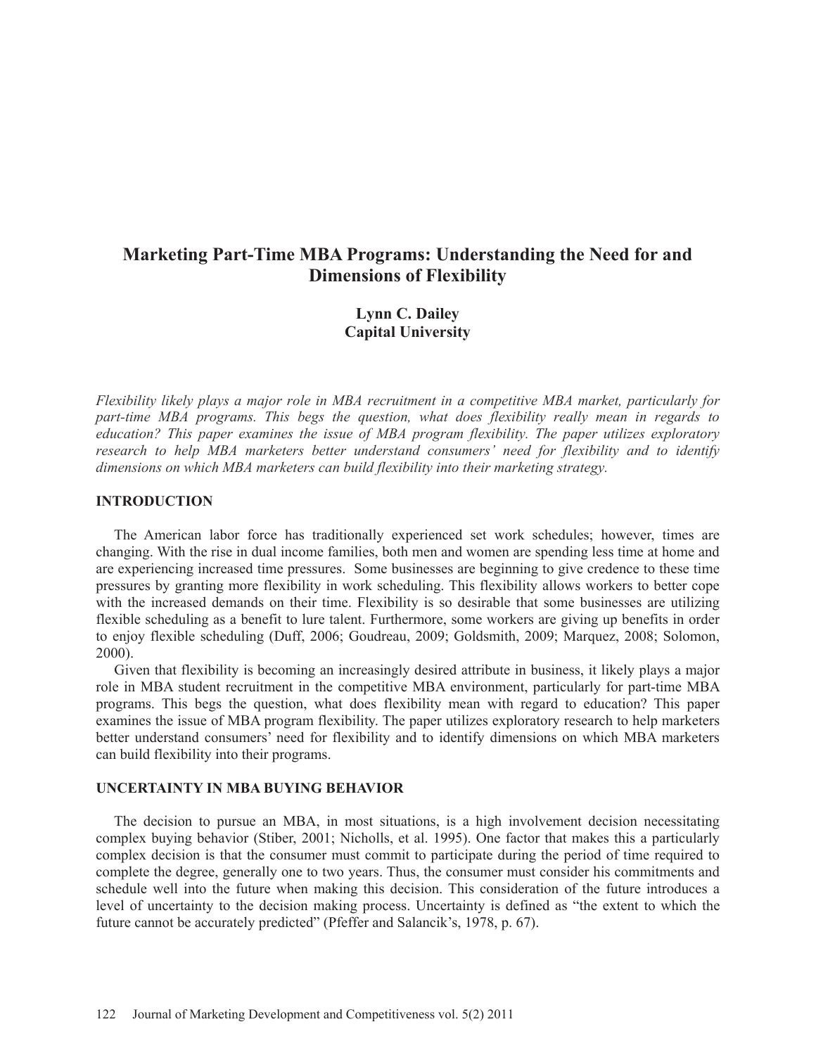# Marketing Part-Time MBA Programs: Understanding the Need for and Dimensions of Flexibility

**Lynn C. Dailey**
**Capital University**

*Flexibility likely plays a major role in MBA recruitment in a competitive MBA market, particularly for part-time MBA programs. This begs the question, what does flexibility really mean in regards to education? This paper examines the issue of MBA program flexibility. The paper utilizes exploratory research to help MBA marketers better understand consumers' need for flexibility and to identify dimensions on which MBA marketers can build flexibility into their marketing strategy.*

## INTRODUCTION

The American labor force has traditionally experienced set work schedules; however, times are changing. With the rise in dual income families, both men and women are spending less time at home and are experiencing increased time pressures. Some businesses are beginning to give credence to these time pressures by granting more flexibility in work scheduling. This flexibility allows workers to better cope with the increased demands on their time. Flexibility is so desirable that some businesses are utilizing flexible scheduling as a benefit to lure talent. Furthermore, some workers are giving up benefits in order to enjoy flexible scheduling (Duff, 2006; Goudreau, 2009; Goldsmith, 2009; Marquez, 2008; Solomon, 2000).

Given that flexibility is becoming an increasingly desired attribute in business, it likely plays a major role in MBA student recruitment in the competitive MBA environment, particularly for part-time MBA programs. This begs the question, what does flexibility mean with regard to education? This paper examines the issue of MBA program flexibility. The paper utilizes exploratory research to help marketers better understand consumers' need for flexibility and to identify dimensions on which MBA marketers can build flexibility into their programs.

## UNCERTAINTY IN MBA BUYING BEHAVIOR

The decision to pursue an MBA, in most situations, is a high involvement decision necessitating complex buying behavior (Stiber, 2001; Nicholls, et al. 1995). One factor that makes this a particularly complex decision is that the consumer must commit to participate during the period of time required to complete the degree, generally one to two years. Thus, the consumer must consider his commitments and schedule well into the future when making this decision. This consideration of the future introduces a level of uncertainty to the decision making process. Uncertainty is defined as "the extent to which the future cannot be accurately predicted" (Pfeffer and Salancik's, 1978, p. 67).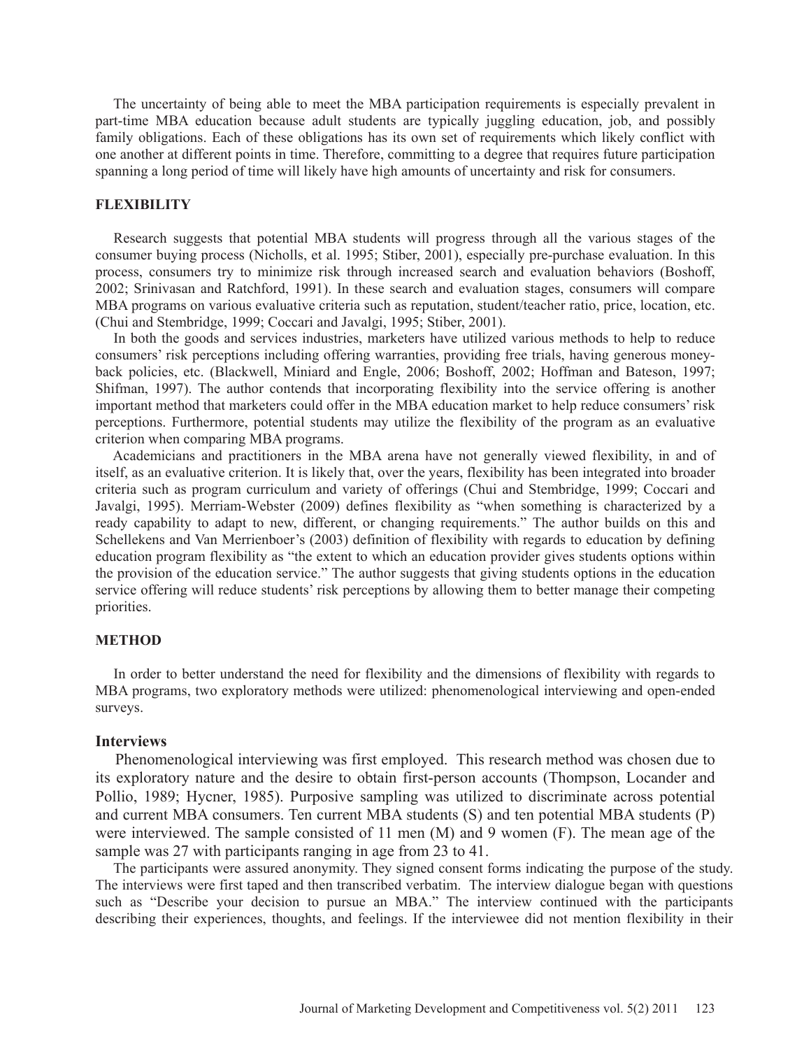The uncertainty of being able to meet the MBA participation requirements is especially prevalent in part-time MBA education because adult students are typically juggling education, job, and possibly family obligations. Each of these obligations has its own set of requirements which likely conflict with one another at different points in time. Therefore, committing to a degree that requires future participation spanning a long period of time will likely have high amounts of uncertainty and risk for consumers.

## FLEXIBILITY

Research suggests that potential MBA students will progress through all the various stages of the consumer buying process (Nicholls, et al. 1995; Stiber, 2001), especially pre-purchase evaluation. In this process, consumers try to minimize risk through increased search and evaluation behaviors (Boshoff, 2002; Srinivasan and Ratchford, 1991). In these search and evaluation stages, consumers will compare MBA programs on various evaluative criteria such as reputation, student/teacher ratio, price, location, etc. (Chui and Stembridge, 1999; Coccari and Javalgi, 1995; Stiber, 2001).

In both the goods and services industries, marketers have utilized various methods to help to reduce consumers' risk perceptions including offering warranties, providing free trials, having generous money-back policies, etc. (Blackwell, Miniard and Engle, 2006; Boshoff, 2002; Hoffman and Bateson, 1997; Shifman, 1997). The author contends that incorporating flexibility into the service offering is another important method that marketers could offer in the MBA education market to help reduce consumers' risk perceptions. Furthermore, potential students may utilize the flexibility of the program as an evaluative criterion when comparing MBA programs.

Academicians and practitioners in the MBA arena have not generally viewed flexibility, in and of itself, as an evaluative criterion. It is likely that, over the years, flexibility has been integrated into broader criteria such as program curriculum and variety of offerings (Chui and Stembridge, 1999; Coccari and Javalgi, 1995). Merriam-Webster (2009) defines flexibility as "when something is characterized by a ready capability to adapt to new, different, or changing requirements." The author builds on this and Schellekens and Van Merrienboer's (2003) definition of flexibility with regards to education by defining education program flexibility as "the extent to which an education provider gives students options within the provision of the education service." The author suggests that giving students options in the education service offering will reduce students' risk perceptions by allowing them to better manage their competing priorities.

## METHOD

In order to better understand the need for flexibility and the dimensions of flexibility with regards to MBA programs, two exploratory methods were utilized: phenomenological interviewing and open-ended surveys.

### Interviews

Phenomenological interviewing was first employed. This research method was chosen due to its exploratory nature and the desire to obtain first-person accounts (Thompson, Locander and Pollio, 1989; Hycner, 1985). Purposive sampling was utilized to discriminate across potential and current MBA consumers. Ten current MBA students (S) and ten potential MBA students (P) were interviewed. The sample consisted of 11 men (M) and 9 women (F). The mean age of the sample was 27 with participants ranging in age from 23 to 41.

The participants were assured anonymity. They signed consent forms indicating the purpose of the study. The interviews were first taped and then transcribed verbatim. The interview dialogue began with questions such as "Describe your decision to pursue an MBA." The interview continued with the participants describing their experiences, thoughts, and feelings. If the interviewee did not mention flexibility in their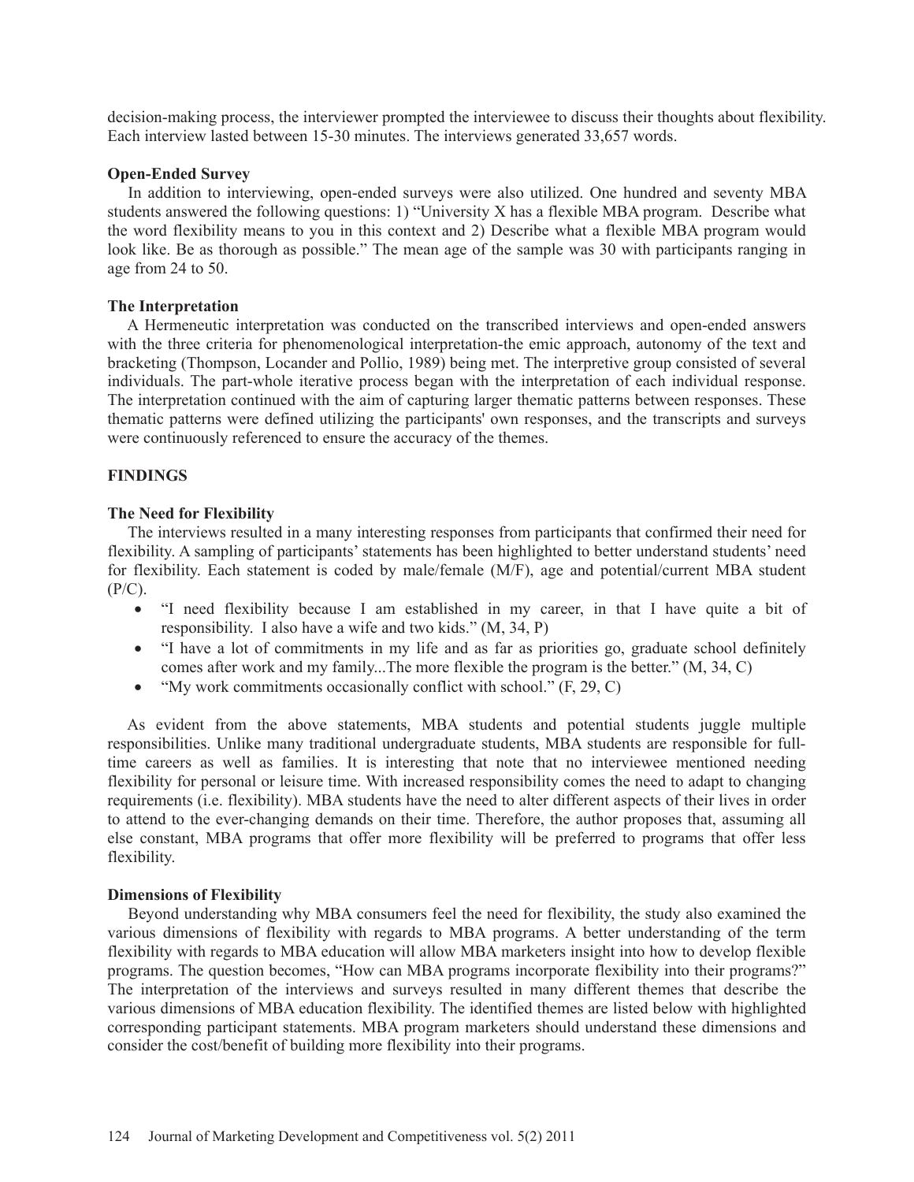decision-making process, the interviewer prompted the interviewee to discuss their thoughts about flexibility. Each interview lasted between 15-30 minutes. The interviews generated 33,657 words.

### Open-Ended Survey

In addition to interviewing, open-ended surveys were also utilized. One hundred and seventy MBA students answered the following questions: 1) "University X has a flexible MBA program. Describe what the word flexibility means to you in this context and 2) Describe what a flexible MBA program would look like. Be as thorough as possible." The mean age of the sample was 30 with participants ranging in age from 24 to 50.

### The Interpretation

A Hermeneutic interpretation was conducted on the transcribed interviews and open-ended answers with the three criteria for phenomenological interpretation-the emic approach, autonomy of the text and bracketing (Thompson, Locander and Pollio, 1989) being met. The interpretive group consisted of several individuals. The part-whole iterative process began with the interpretation of each individual response. The interpretation continued with the aim of capturing larger thematic patterns between responses. These thematic patterns were defined utilizing the participants' own responses, and the transcripts and surveys were continuously referenced to ensure the accuracy of the themes.

## FINDINGS

### The Need for Flexibility

The interviews resulted in a many interesting responses from participants that confirmed their need for flexibility. A sampling of participants' statements has been highlighted to better understand students' need for flexibility. Each statement is coded by male/female (M/F), age and potential/current MBA student (P/C).

- "I need flexibility because I am established in my career, in that I have quite a bit of responsibility. I also have a wife and two kids." (M, 34, P)
- "I have a lot of commitments in my life and as far as priorities go, graduate school definitely comes after work and my family...The more flexible the program is the better." (M, 34, C)
- "My work commitments occasionally conflict with school." (F, 29, C)

As evident from the above statements, MBA students and potential students juggle multiple responsibilities. Unlike many traditional undergraduate students, MBA students are responsible for full-time careers as well as families. It is interesting that note that no interviewee mentioned needing flexibility for personal or leisure time. With increased responsibility comes the need to adapt to changing requirements (i.e. flexibility). MBA students have the need to alter different aspects of their lives in order to attend to the ever-changing demands on their time. Therefore, the author proposes that, assuming all else constant, MBA programs that offer more flexibility will be preferred to programs that offer less flexibility.

### Dimensions of Flexibility

Beyond understanding why MBA consumers feel the need for flexibility, the study also examined the various dimensions of flexibility with regards to MBA programs. A better understanding of the term flexibility with regards to MBA education will allow MBA marketers insight into how to develop flexible programs. The question becomes, "How can MBA programs incorporate flexibility into their programs?" The interpretation of the interviews and surveys resulted in many different themes that describe the various dimensions of MBA education flexibility. The identified themes are listed below with highlighted corresponding participant statements. MBA program marketers should understand these dimensions and consider the cost/benefit of building more flexibility into their programs.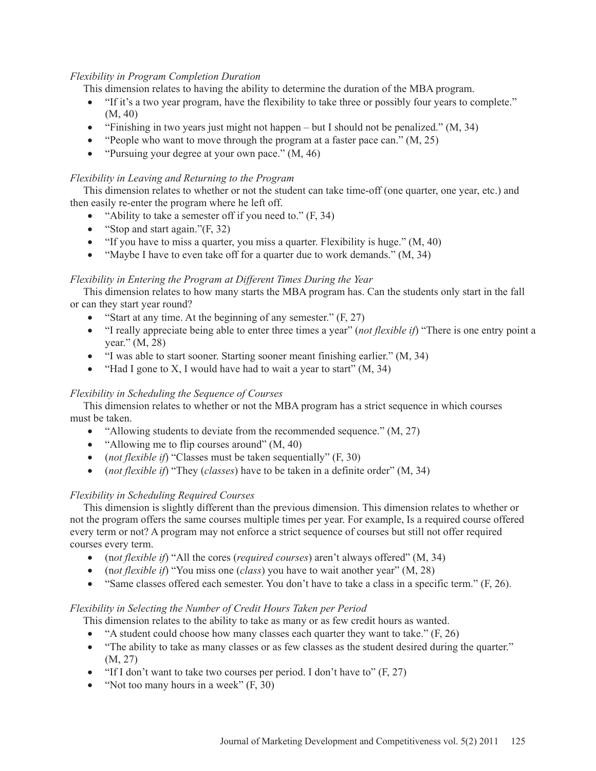*Flexibility in Program Completion Duration*

This dimension relates to having the ability to determine the duration of the MBA program.

- "If it's a two year program, have the flexibility to take three or possibly four years to complete." (M, 40)
- "Finishing in two years just might not happen – but I should not be penalized." (M, 34)
- "People who want to move through the program at a faster pace can." (M, 25)
- "Pursuing your degree at your own pace." (M, 46)

*Flexibility in Leaving and Returning to the Program*

This dimension relates to whether or not the student can take time-off (one quarter, one year, etc.) and then easily re-enter the program where he left off.

- "Ability to take a semester off if you need to." (F, 34)
- "Stop and start again."(F, 32)
- "If you have to miss a quarter, you miss a quarter. Flexibility is huge." (M, 40)
- "Maybe I have to even take off for a quarter due to work demands." (M, 34)

*Flexibility in Entering the Program at Different Times During the Year*

This dimension relates to how many starts the MBA program has. Can the students only start in the fall or can they start year round?

- "Start at any time. At the beginning of any semester." (F, 27)
- "I really appreciate being able to enter three times a year" (*not flexible if*) "There is one entry point a year." (M, 28)
- "I was able to start sooner. Starting sooner meant finishing earlier." (M, 34)
- "Had I gone to X, I would have had to wait a year to start" (M, 34)

*Flexibility in Scheduling the Sequence of Courses*

This dimension relates to whether or not the MBA program has a strict sequence in which courses must be taken.

- "Allowing students to deviate from the recommended sequence." (M, 27)
- "Allowing me to flip courses around" (M, 40)
- (*not flexible if*) "Classes must be taken sequentially" (F, 30)
- (*not flexible if*) "They (*classes*) have to be taken in a definite order" (M, 34)

*Flexibility in Scheduling Required Courses*

This dimension is slightly different than the previous dimension. This dimension relates to whether or not the program offers the same courses multiple times per year. For example, Is a required course offered every term or not? A program may not enforce a strict sequence of courses but still not offer required courses every term.

- (n*ot flexible if*) "All the cores (*required courses*) aren't always offered" (M, 34)
- (n*ot flexible if*) "You miss one (*class*) you have to wait another year" (M, 28)
- "Same classes offered each semester. You don't have to take a class in a specific term." (F, 26).

*Flexibility in Selecting the Number of Credit Hours Taken per Period*

This dimension relates to the ability to take as many or as few credit hours as wanted.

- "A student could choose how many classes each quarter they want to take." (F, 26)
- "The ability to take as many classes or as few classes as the student desired during the quarter." (M, 27)
- "If I don't want to take two courses per period. I don't have to" (F, 27)
- "Not too many hours in a week" (F, 30)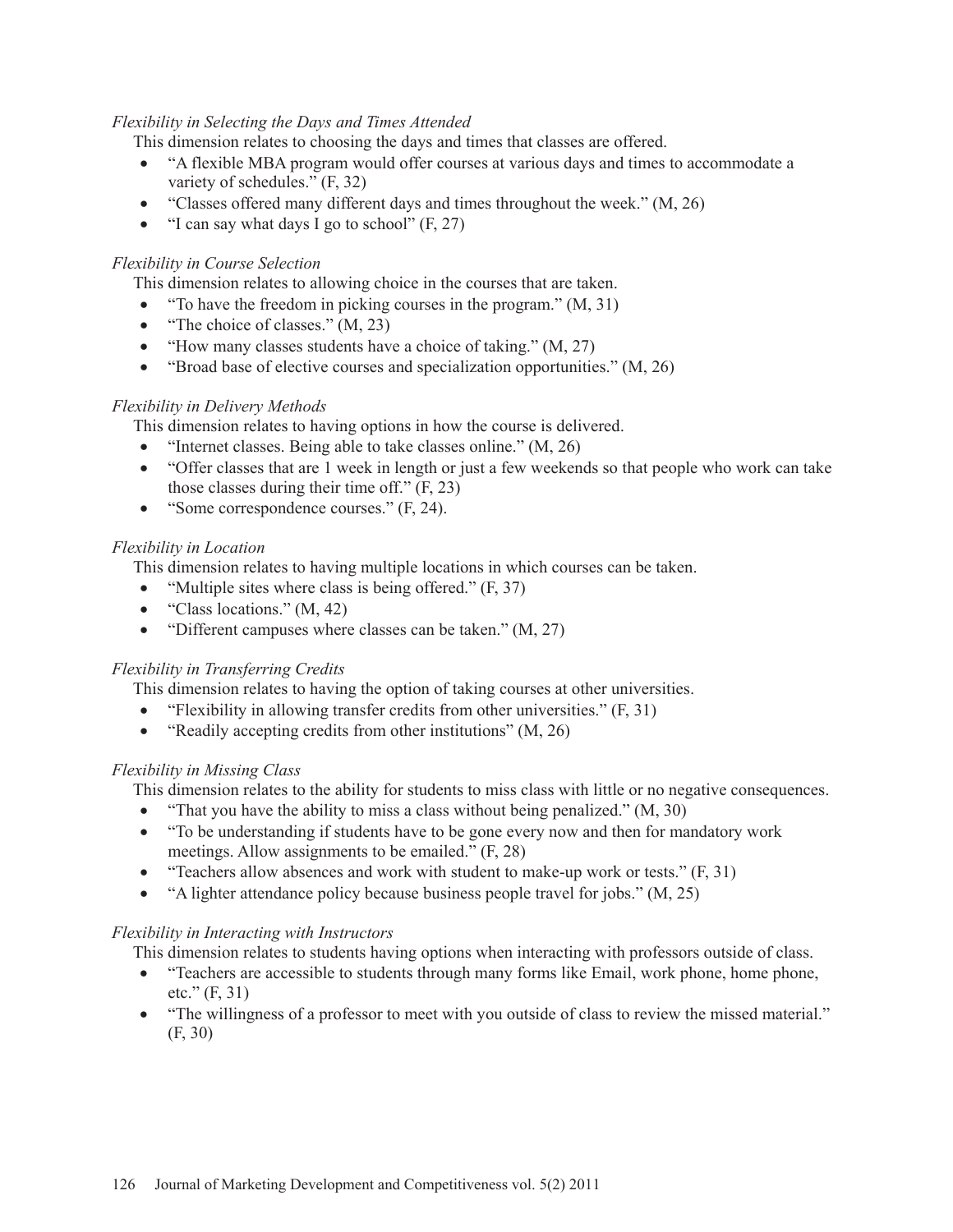*Flexibility in Selecting the Days and Times Attended*

This dimension relates to choosing the days and times that classes are offered.

- "A flexible MBA program would offer courses at various days and times to accommodate a variety of schedules." (F, 32)
- "Classes offered many different days and times throughout the week." (M, 26)
- "I can say what days I go to school" (F, 27)

*Flexibility in Course Selection*

This dimension relates to allowing choice in the courses that are taken.

- "To have the freedom in picking courses in the program." (M, 31)
- "The choice of classes." (M, 23)
- "How many classes students have a choice of taking." (M, 27)
- "Broad base of elective courses and specialization opportunities." (M, 26)

*Flexibility in Delivery Methods*

This dimension relates to having options in how the course is delivered.

- "Internet classes. Being able to take classes online." (M, 26)
- "Offer classes that are 1 week in length or just a few weekends so that people who work can take those classes during their time off." (F, 23)
- "Some correspondence courses." (F, 24).

*Flexibility in Location*

This dimension relates to having multiple locations in which courses can be taken.

- "Multiple sites where class is being offered." (F, 37)
- "Class locations." (M, 42)
- "Different campuses where classes can be taken." (M, 27)

*Flexibility in Transferring Credits*

This dimension relates to having the option of taking courses at other universities.

- "Flexibility in allowing transfer credits from other universities." (F, 31)
- "Readily accepting credits from other institutions" (M, 26)

*Flexibility in Missing Class*

This dimension relates to the ability for students to miss class with little or no negative consequences.

- "That you have the ability to miss a class without being penalized." (M, 30)
- "To be understanding if students have to be gone every now and then for mandatory work meetings. Allow assignments to be emailed." (F, 28)
- "Teachers allow absences and work with student to make-up work or tests." (F, 31)
- "A lighter attendance policy because business people travel for jobs." (M, 25)

*Flexibility in Interacting with Instructors*

This dimension relates to students having options when interacting with professors outside of class.

- "Teachers are accessible to students through many forms like Email, work phone, home phone, etc." (F, 31)
- "The willingness of a professor to meet with you outside of class to review the missed material." (F, 30)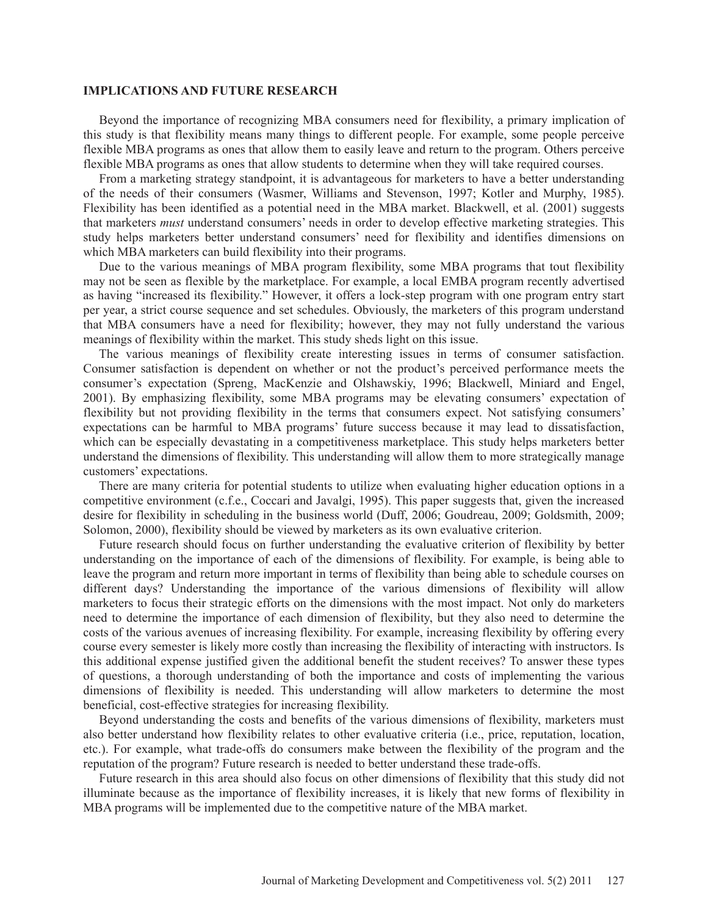## IMPLICATIONS AND FUTURE RESEARCH

Beyond the importance of recognizing MBA consumers need for flexibility, a primary implication of this study is that flexibility means many things to different people. For example, some people perceive flexible MBA programs as ones that allow them to easily leave and return to the program. Others perceive flexible MBA programs as ones that allow students to determine when they will take required courses.

From a marketing strategy standpoint, it is advantageous for marketers to have a better understanding of the needs of their consumers (Wasmer, Williams and Stevenson, 1997; Kotler and Murphy, 1985). Flexibility has been identified as a potential need in the MBA market. Blackwell, et al. (2001) suggests that marketers *must* understand consumers' needs in order to develop effective marketing strategies. This study helps marketers better understand consumers' need for flexibility and identifies dimensions on which MBA marketers can build flexibility into their programs.

Due to the various meanings of MBA program flexibility, some MBA programs that tout flexibility may not be seen as flexible by the marketplace. For example, a local EMBA program recently advertised as having "increased its flexibility." However, it offers a lock-step program with one program entry start per year, a strict course sequence and set schedules. Obviously, the marketers of this program understand that MBA consumers have a need for flexibility; however, they may not fully understand the various meanings of flexibility within the market. This study sheds light on this issue.

The various meanings of flexibility create interesting issues in terms of consumer satisfaction. Consumer satisfaction is dependent on whether or not the product's perceived performance meets the consumer's expectation (Spreng, MacKenzie and Olshawskiy, 1996; Blackwell, Miniard and Engel, 2001). By emphasizing flexibility, some MBA programs may be elevating consumers' expectation of flexibility but not providing flexibility in the terms that consumers expect. Not satisfying consumers' expectations can be harmful to MBA programs' future success because it may lead to dissatisfaction, which can be especially devastating in a competitiveness marketplace. This study helps marketers better understand the dimensions of flexibility. This understanding will allow them to more strategically manage customers' expectations.

There are many criteria for potential students to utilize when evaluating higher education options in a competitive environment (c.f.e., Coccari and Javalgi, 1995). This paper suggests that, given the increased desire for flexibility in scheduling in the business world (Duff, 2006; Goudreau, 2009; Goldsmith, 2009; Solomon, 2000), flexibility should be viewed by marketers as its own evaluative criterion.

Future research should focus on further understanding the evaluative criterion of flexibility by better understanding on the importance of each of the dimensions of flexibility. For example, is being able to leave the program and return more important in terms of flexibility than being able to schedule courses on different days? Understanding the importance of the various dimensions of flexibility will allow marketers to focus their strategic efforts on the dimensions with the most impact. Not only do marketers need to determine the importance of each dimension of flexibility, but they also need to determine the costs of the various avenues of increasing flexibility. For example, increasing flexibility by offering every course every semester is likely more costly than increasing the flexibility of interacting with instructors. Is this additional expense justified given the additional benefit the student receives? To answer these types of questions, a thorough understanding of both the importance and costs of implementing the various dimensions of flexibility is needed. This understanding will allow marketers to determine the most beneficial, cost-effective strategies for increasing flexibility.

Beyond understanding the costs and benefits of the various dimensions of flexibility, marketers must also better understand how flexibility relates to other evaluative criteria (i.e., price, reputation, location, etc.). For example, what trade-offs do consumers make between the flexibility of the program and the reputation of the program? Future research is needed to better understand these trade-offs.

Future research in this area should also focus on other dimensions of flexibility that this study did not illuminate because as the importance of flexibility increases, it is likely that new forms of flexibility in MBA programs will be implemented due to the competitive nature of the MBA market.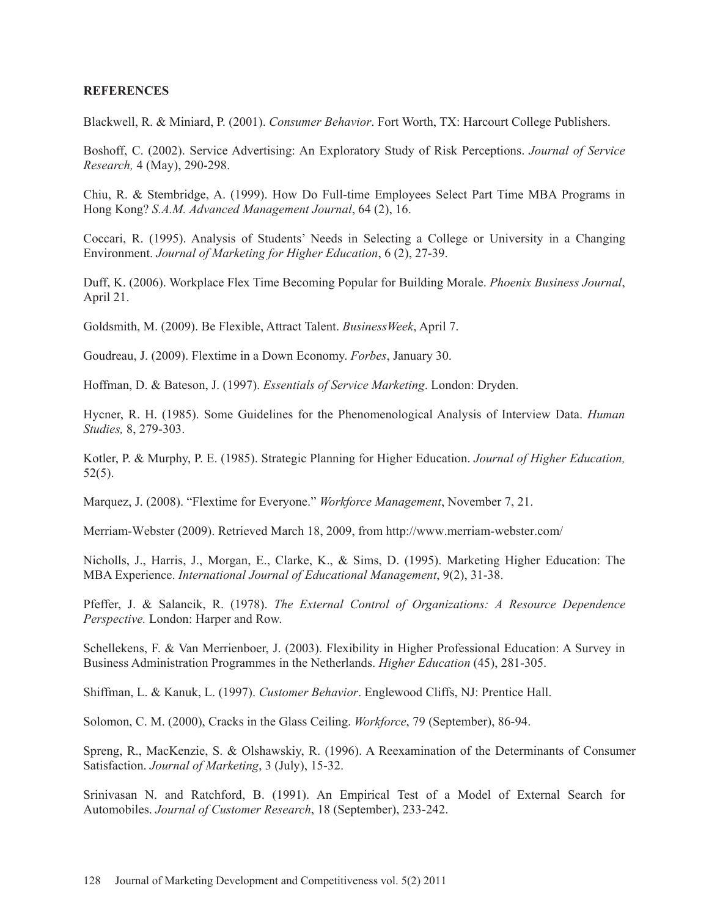**REFERENCES**

Blackwell, R. & Miniard, P. (2001). *Consumer Behavior*. Fort Worth, TX: Harcourt College Publishers.

Boshoff, C. (2002). Service Advertising: An Exploratory Study of Risk Perceptions. *Journal of Service Research,* 4 (May), 290-298.

Chiu, R. & Stembridge, A. (1999). How Do Full-time Employees Select Part Time MBA Programs in Hong Kong? *S.A.M. Advanced Management Journal*, 64 (2), 16.

Coccari, R. (1995). Analysis of Students' Needs in Selecting a College or University in a Changing Environment. *Journal of Marketing for Higher Education*, 6 (2), 27-39.

Duff, K. (2006). Workplace Flex Time Becoming Popular for Building Morale. *Phoenix Business Journal*, April 21.

Goldsmith, M. (2009). Be Flexible, Attract Talent. *BusinessWeek*, April 7.

Goudreau, J. (2009). Flextime in a Down Economy. *Forbes*, January 30.

Hoffman, D. & Bateson, J. (1997). *Essentials of Service Marketing*. London: Dryden.

Hycner, R. H. (1985). Some Guidelines for the Phenomenological Analysis of Interview Data. *Human Studies,* 8, 279-303.

Kotler, P. & Murphy, P. E. (1985). Strategic Planning for Higher Education. *Journal of Higher Education,* 52(5).

Marquez, J. (2008). "Flextime for Everyone." *Workforce Management*, November 7, 21.

Merriam-Webster (2009). Retrieved March 18, 2009, from http://www.merriam-webster.com/

Nicholls, J., Harris, J., Morgan, E., Clarke, K., & Sims, D. (1995). Marketing Higher Education: The MBA Experience. *International Journal of Educational Management*, 9(2), 31-38.

Pfeffer, J. & Salancik, R. (1978). *The External Control of Organizations: A Resource Dependence Perspective.* London: Harper and Row.

Schellekens, F. & Van Merrienboer, J. (2003). Flexibility in Higher Professional Education: A Survey in Business Administration Programmes in the Netherlands. *Higher Education* (45), 281-305.

Shiffman, L. & Kanuk, L. (1997). *Customer Behavior*. Englewood Cliffs, NJ: Prentice Hall.

Solomon, C. M. (2000), Cracks in the Glass Ceiling. *Workforce*, 79 (September), 86-94.

Spreng, R., MacKenzie, S. & Olshawskiy, R. (1996). A Reexamination of the Determinants of Consumer Satisfaction. *Journal of Marketing*, 3 (July), 15-32.

Srinivasan N. and Ratchford, B. (1991). An Empirical Test of a Model of External Search for Automobiles. *Journal of Customer Research*, 18 (September), 233-242.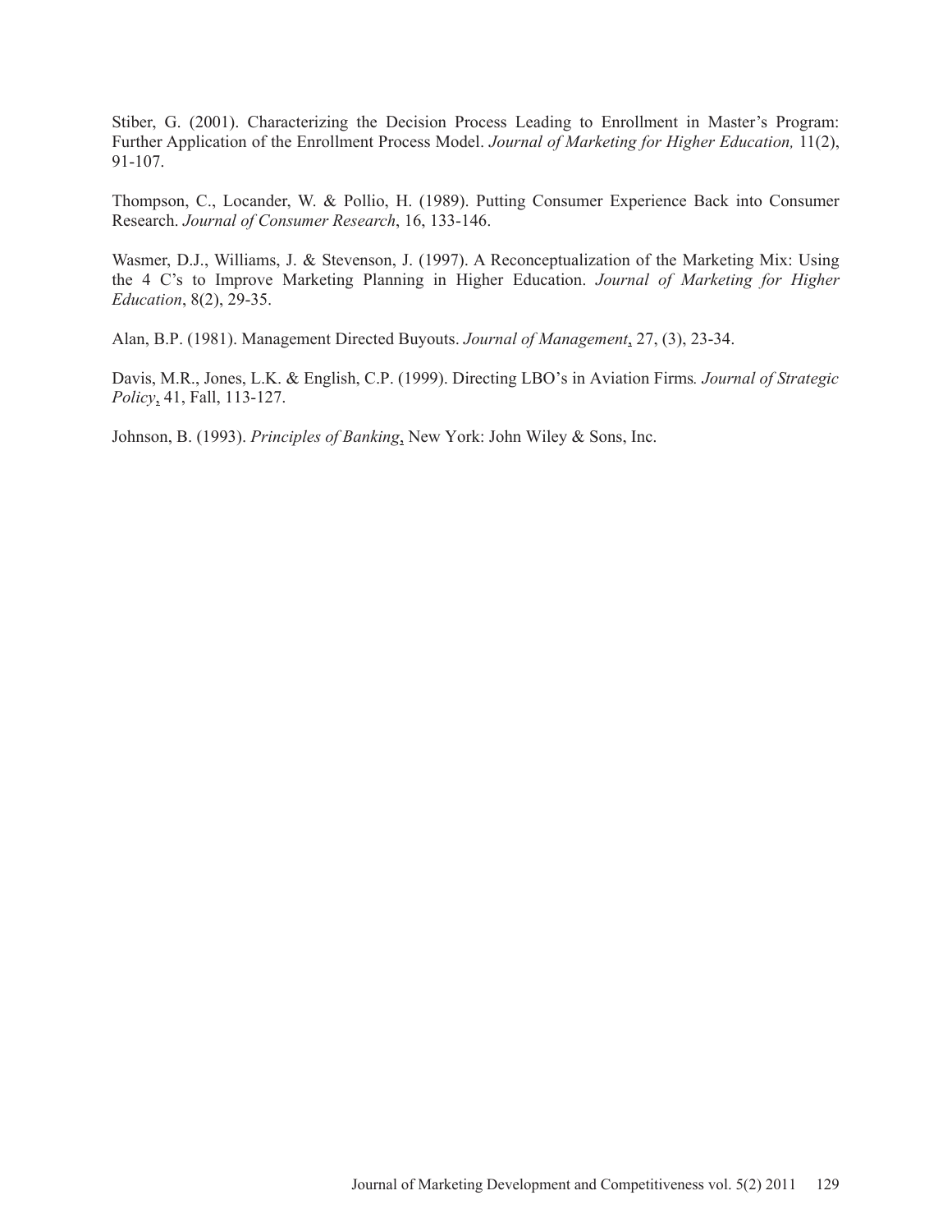Stiber, G. (2001). Characterizing the Decision Process Leading to Enrollment in Master's Program: Further Application of the Enrollment Process Model. *Journal of Marketing for Higher Education,* 11(2), 91-107.

Thompson, C., Locander, W. & Pollio, H. (1989). Putting Consumer Experience Back into Consumer Research. *Journal of Consumer Research*, 16, 133-146.

Wasmer, D.J., Williams, J. & Stevenson, J. (1997). A Reconceptualization of the Marketing Mix: Using the 4 C's to Improve Marketing Planning in Higher Education. *Journal of Marketing for Higher Education*, 8(2), 29-35.

Alan, B.P. (1981). Management Directed Buyouts. *Journal of Management*, 27, (3), 23-34.

Davis, M.R., Jones, L.K. & English, C.P. (1999). Directing LBO's in Aviation Firms*. Journal of Strategic Policy*, 41, Fall, 113-127.

Johnson, B. (1993). *Principles of Banking*, New York: John Wiley & Sons, Inc.